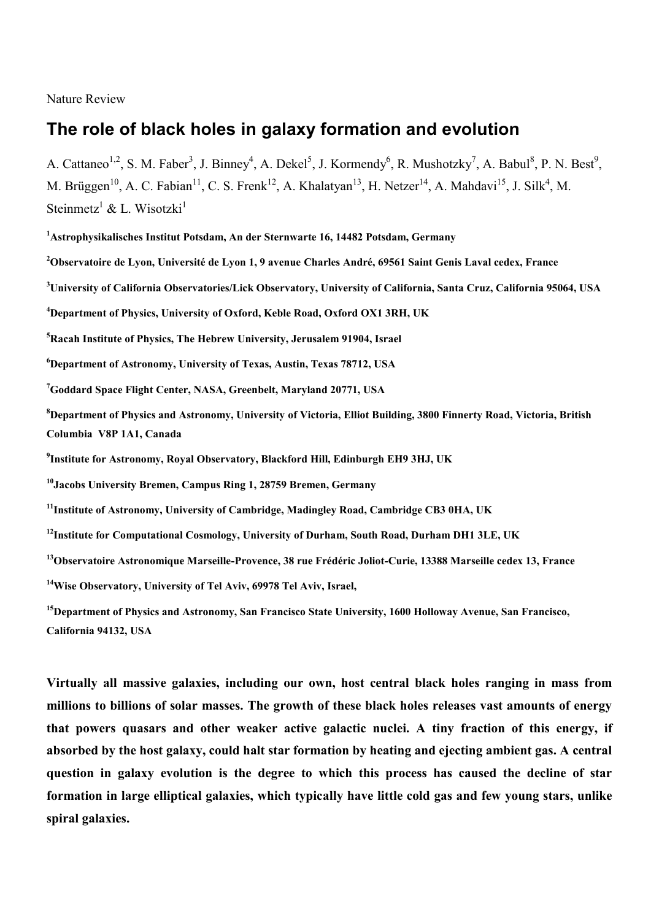Nature Review

# The role of black holes in galaxy formation and evolution

A. Cattaneo[1,2], S. M. Faber[3], J. Binney[4], A. Dekel[5], J. Kormendy[6], R. Mushotzky[7], A. Babul[8], P. N. Best[9], M. Brüggen[10], A. C. Fabian[11], C. S. Frenk[12], A. Khalatyan[13], H. Netzer[14], A. Mahdavi[15], J. Silk[4], M. Steinmetz[1] & L. Wisotzki[1]

**[1]Astrophysikalisches Institut Potsdam, An der Sternwarte 16, 14482 Potsdam, Germany**

**[2]Observatoire de Lyon, Université de Lyon 1, 9 avenue Charles André, 69561 Saint Genis Laval cedex, France**

**[3]University of California Observatories/Lick Observatory, University of California, Santa Cruz, California 95064, USA**

**[4]Department of Physics, University of Oxford, Keble Road, Oxford OX1 3RH, UK**

**[5]Racah Institute of Physics, The Hebrew University, Jerusalem 91904, Israel**

**[6]Department of Astronomy, University of Texas, Austin, Texas 78712, USA**

**[7]Goddard Space Flight Center, NASA, Greenbelt, Maryland 20771, USA**

**[8]Department of Physics and Astronomy, University of Victoria, Elliot Building, 3800 Finnerty Road, Victoria, British Columbia V8P 1A1, Canada**

**[9]Institute for Astronomy, Royal Observatory, Blackford Hill, Edinburgh EH9 3HJ, UK**

**[10]Jacobs University Bremen, Campus Ring 1, 28759 Bremen, Germany**

**[11]Institute of Astronomy, University of Cambridge, Madingley Road, Cambridge CB3 0HA, UK**

**[12]Institute for Computational Cosmology, University of Durham, South Road, Durham DH1 3LE, UK**

**[13]Observatoire Astronomique Marseille-Provence, 38 rue Frédéric Joliot-Curie, 13388 Marseille cedex 13, France**

**[14]Wise Observatory, University of Tel Aviv, 69978 Tel Aviv, Israel,**

**[15]Department of Physics and Astronomy, San Francisco State University, 1600 Holloway Avenue, San Francisco, California 94132, USA**

**Virtually all massive galaxies, including our own, host central black holes ranging in mass from millions to billions of solar masses. The growth of these black holes releases vast amounts of energy that powers quasars and other weaker active galactic nuclei. A tiny fraction of this energy, if absorbed by the host galaxy, could halt star formation by heating and ejecting ambient gas. A central question in galaxy evolution is the degree to which this process has caused the decline of star formation in large elliptical galaxies, which typically have little cold gas and few young stars, unlike spiral galaxies.**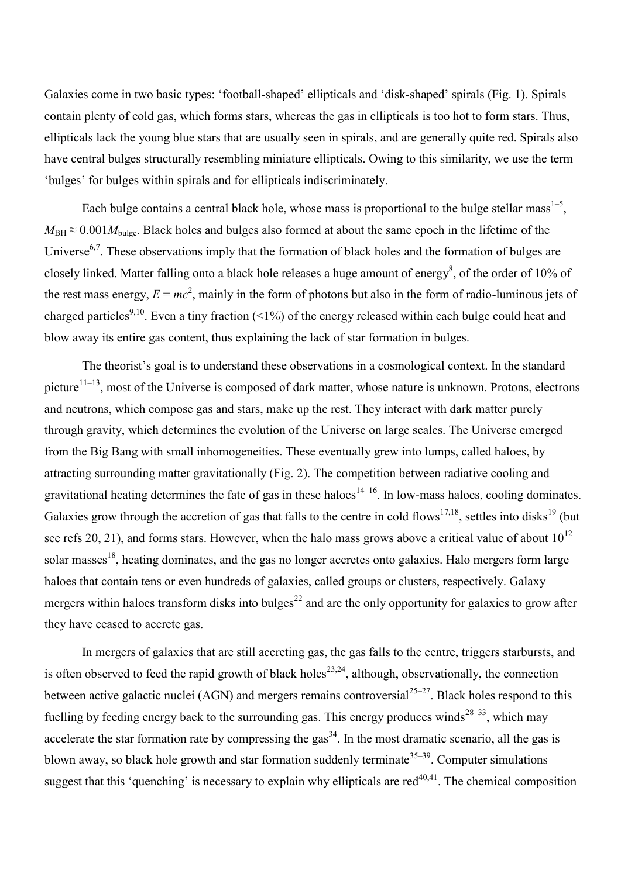Galaxies come in two basic types: 'football-shaped' ellipticals and 'disk-shaped' spirals (Fig. 1). Spirals contain plenty of cold gas, which forms stars, whereas the gas in ellipticals is too hot to form stars. Thus, ellipticals lack the young blue stars that are usually seen in spirals, and are generally quite red. Spirals also have central bulges structurally resembling miniature ellipticals. Owing to this similarity, we use the term 'bulges' for bulges within spirals and for ellipticals indiscriminately.

Each bulge contains a central black hole, whose mass is proportional to the bulge stellar mass[1–5], $M_{\rm BH} \approx 0.001 M_{\rm bulge}$. Black holes and bulges also formed at about the same epoch in the lifetime of the Universe[6,7]. These observations imply that the formation of black holes and the formation of bulges are closely linked. Matter falling onto a black hole releases a huge amount of energy[8], of the order of 10% of the rest mass energy, $E = mc^2$, mainly in the form of photons but also in the form of radio-luminous jets of charged particles[9,10]. Even a tiny fraction (<1%) of the energy released within each bulge could heat and blow away its entire gas content, thus explaining the lack of star formation in bulges.

The theorist's goal is to understand these observations in a cosmological context. In the standard picture[11–13], most of the Universe is composed of dark matter, whose nature is unknown. Protons, electrons and neutrons, which compose gas and stars, make up the rest. They interact with dark matter purely through gravity, which determines the evolution of the Universe on large scales. The Universe emerged from the Big Bang with small inhomogeneities. These eventually grew into lumps, called haloes, by attracting surrounding matter gravitationally (Fig. 2). The competition between radiative cooling and gravitational heating determines the fate of gas in these haloes[14–16]. In low-mass haloes, cooling dominates. Galaxies grow through the accretion of gas that falls to the centre in cold flows[17,18], settles into disks[19] (but see refs 20, 21), and forms stars. However, when the halo mass grows above a critical value of about $10^{12}$ solar masses[18], heating dominates, and the gas no longer accretes onto galaxies. Halo mergers form large haloes that contain tens or even hundreds of galaxies, called groups or clusters, respectively. Galaxy mergers within haloes transform disks into bulges[22] and are the only opportunity for galaxies to grow after they have ceased to accrete gas.

In mergers of galaxies that are still accreting gas, the gas falls to the centre, triggers starbursts, and is often observed to feed the rapid growth of black holes[23,24], although, observationally, the connection between active galactic nuclei (AGN) and mergers remains controversial[25–27]. Black holes respond to this fuelling by feeding energy back to the surrounding gas. This energy produces winds[28–33], which may accelerate the star formation rate by compressing the gas[34]. In the most dramatic scenario, all the gas is blown away, so black hole growth and star formation suddenly terminate[35–39]. Computer simulations suggest that this 'quenching' is necessary to explain why ellipticals are red[40,41]. The chemical composition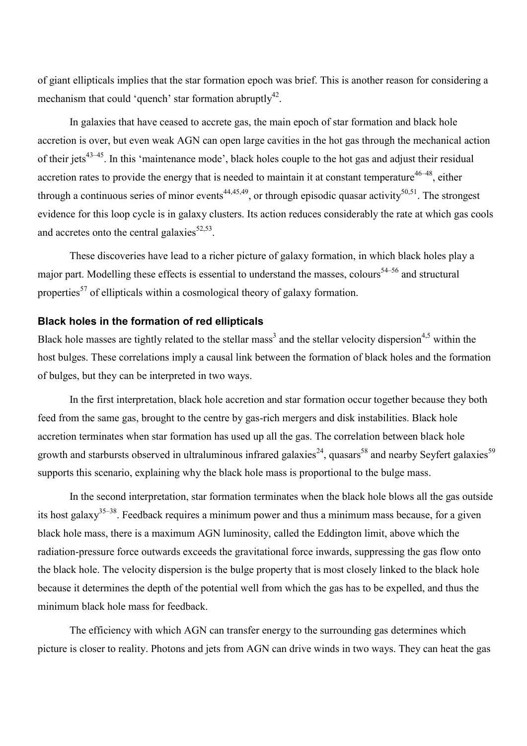of giant ellipticals implies that the star formation epoch was brief. This is another reason for considering a mechanism that could 'quench' star formation abruptly[42].

In galaxies that have ceased to accrete gas, the main epoch of star formation and black hole accretion is over, but even weak AGN can open large cavities in the hot gas through the mechanical action of their jets[43–45]. In this 'maintenance mode', black holes couple to the hot gas and adjust their residual accretion rates to provide the energy that is needed to maintain it at constant temperature[46–48], either through a continuous series of minor events[44,45,49], or through episodic quasar activity[50,51]. The strongest evidence for this loop cycle is in galaxy clusters. Its action reduces considerably the rate at which gas cools and accretes onto the central galaxies[52,53].

These discoveries have lead to a richer picture of galaxy formation, in which black holes play a major part. Modelling these effects is essential to understand the masses, colours[54–56] and structural properties[57] of ellipticals within a cosmological theory of galaxy formation.

## Black holes in the formation of red ellipticals

Black hole masses are tightly related to the stellar mass[3] and the stellar velocity dispersion[4,5] within the host bulges. These correlations imply a causal link between the formation of black holes and the formation of bulges, but they can be interpreted in two ways.

In the first interpretation, black hole accretion and star formation occur together because they both feed from the same gas, brought to the centre by gas-rich mergers and disk instabilities. Black hole accretion terminates when star formation has used up all the gas. The correlation between black hole growth and starbursts observed in ultraluminous infrared galaxies[24], quasars[58] and nearby Seyfert galaxies[59] supports this scenario, explaining why the black hole mass is proportional to the bulge mass.

In the second interpretation, star formation terminates when the black hole blows all the gas outside its host galaxy[35–38]. Feedback requires a minimum power and thus a minimum mass because, for a given black hole mass, there is a maximum AGN luminosity, called the Eddington limit, above which the radiation-pressure force outwards exceeds the gravitational force inwards, suppressing the gas flow onto the black hole. The velocity dispersion is the bulge property that is most closely linked to the black hole because it determines the depth of the potential well from which the gas has to be expelled, and thus the minimum black hole mass for feedback.

The efficiency with which AGN can transfer energy to the surrounding gas determines which picture is closer to reality. Photons and jets from AGN can drive winds in two ways. They can heat the gas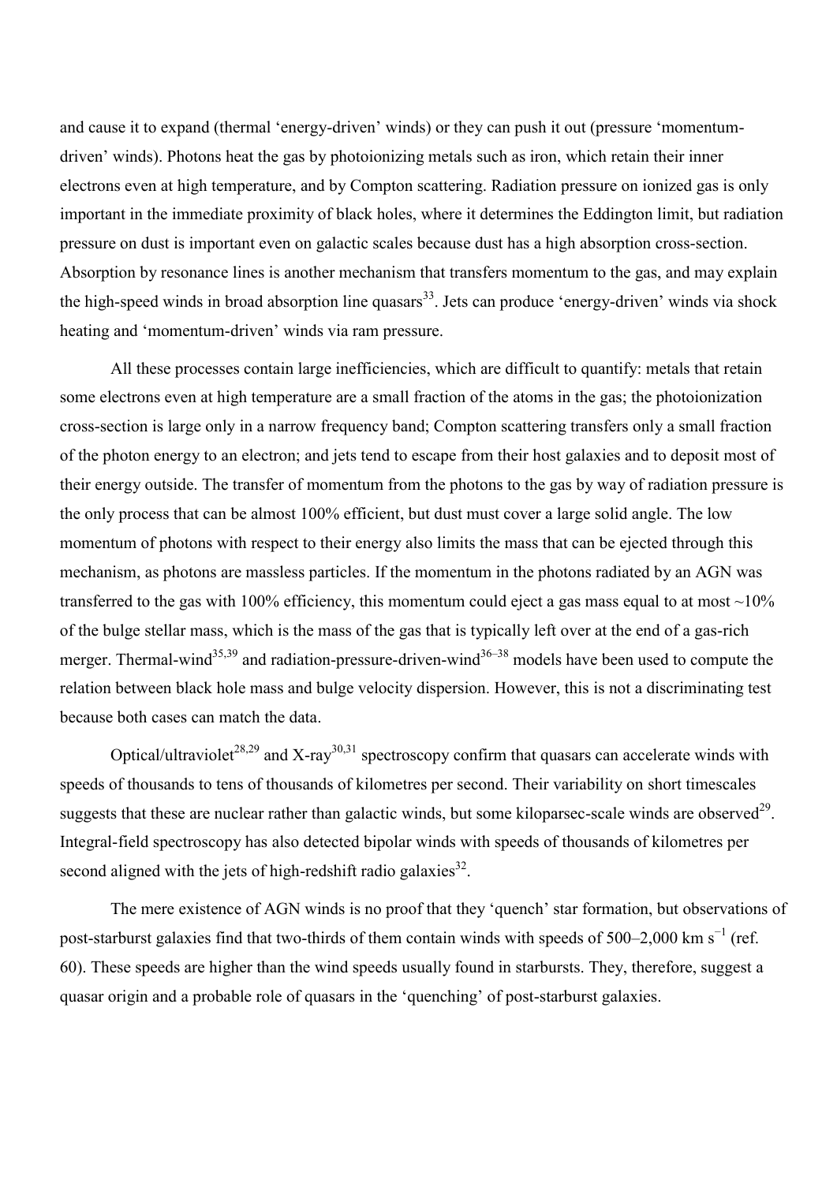and cause it to expand (thermal 'energy-driven' winds) or they can push it out (pressure 'momentum-driven' winds). Photons heat the gas by photoionizing metals such as iron, which retain their inner electrons even at high temperature, and by Compton scattering. Radiation pressure on ionized gas is only important in the immediate proximity of black holes, where it determines the Eddington limit, but radiation pressure on dust is important even on galactic scales because dust has a high absorption cross-section. Absorption by resonance lines is another mechanism that transfers momentum to the gas, and may explain the high-speed winds in broad absorption line quasars[33]. Jets can produce 'energy-driven' winds via shock heating and 'momentum-driven' winds via ram pressure.

All these processes contain large inefficiencies, which are difficult to quantify: metals that retain some electrons even at high temperature are a small fraction of the atoms in the gas; the photoionization cross-section is large only in a narrow frequency band; Compton scattering transfers only a small fraction of the photon energy to an electron; and jets tend to escape from their host galaxies and to deposit most of their energy outside. The transfer of momentum from the photons to the gas by way of radiation pressure is the only process that can be almost 100% efficient, but dust must cover a large solid angle. The low momentum of photons with respect to their energy also limits the mass that can be ejected through this mechanism, as photons are massless particles. If the momentum in the photons radiated by an AGN was transferred to the gas with 100% efficiency, this momentum could eject a gas mass equal to at most ~10% of the bulge stellar mass, which is the mass of the gas that is typically left over at the end of a gas-rich merger. Thermal-wind[35,39] and radiation-pressure-driven-wind[36–38] models have been used to compute the relation between black hole mass and bulge velocity dispersion. However, this is not a discriminating test because both cases can match the data.

Optical/ultraviolet[28,29] and X-ray[30,31] spectroscopy confirm that quasars can accelerate winds with speeds of thousands to tens of thousands of kilometres per second. Their variability on short timescales suggests that these are nuclear rather than galactic winds, but some kiloparsec-scale winds are observed[29]. Integral-field spectroscopy has also detected bipolar winds with speeds of thousands of kilometres per second aligned with the jets of high-redshift radio galaxies[32].

The mere existence of AGN winds is no proof that they 'quench' star formation, but observations of post-starburst galaxies find that two-thirds of them contain winds with speeds of 500–2,000 km $s^{-1}$ (ref. 60). These speeds are higher than the wind speeds usually found in starbursts. They, therefore, suggest a quasar origin and a probable role of quasars in the 'quenching' of post-starburst galaxies.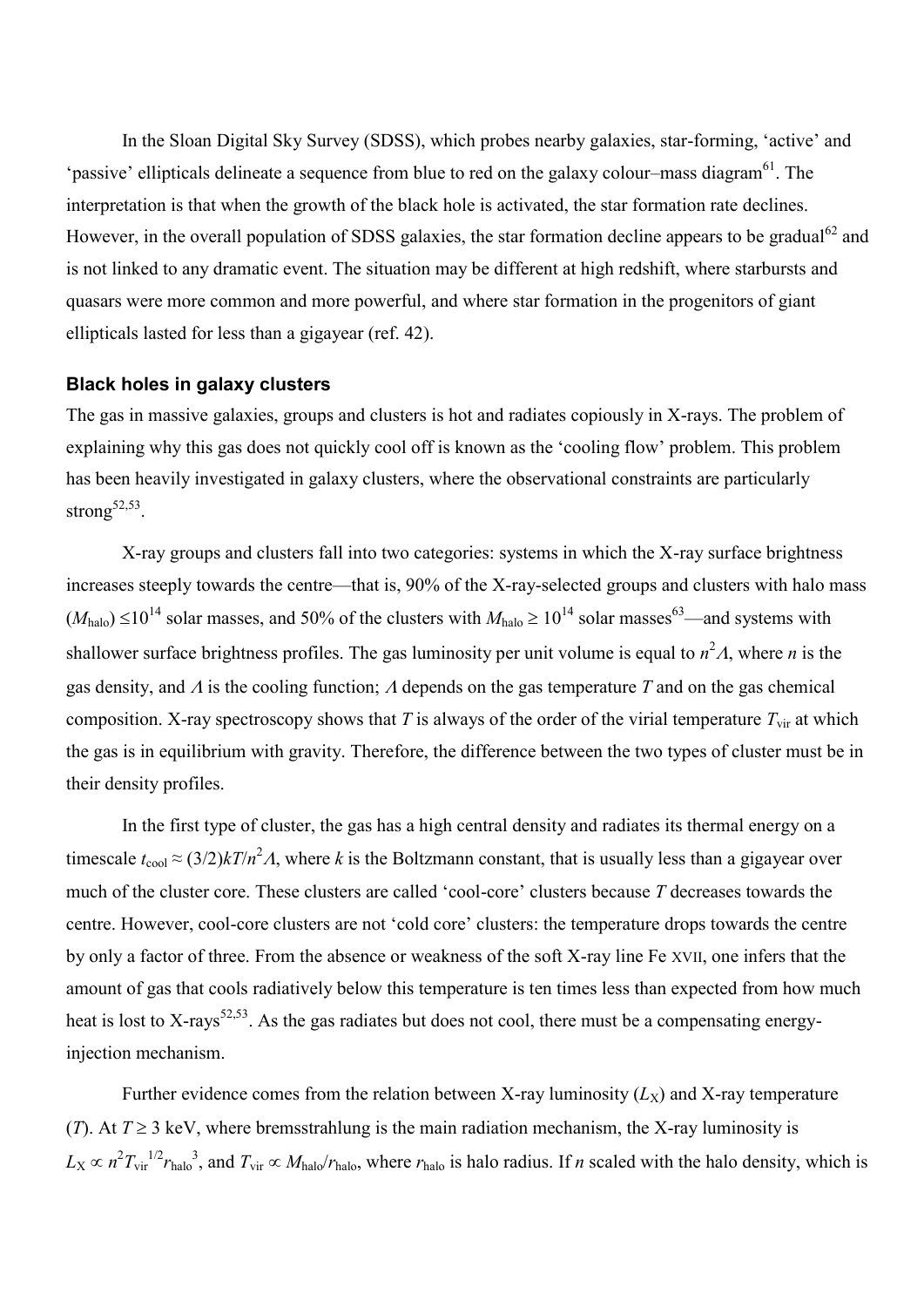In the Sloan Digital Sky Survey (SDSS), which probes nearby galaxies, star-forming, 'active' and 'passive' ellipticals delineate a sequence from blue to red on the galaxy colour–mass diagram[61]. The interpretation is that when the growth of the black hole is activated, the star formation rate declines. However, in the overall population of SDSS galaxies, the star formation decline appears to be gradual[62] and is not linked to any dramatic event. The situation may be different at high redshift, where starbursts and quasars were more common and more powerful, and where star formation in the progenitors of giant ellipticals lasted for less than a gigayear (ref. 42).

### Black holes in galaxy clusters

The gas in massive galaxies, groups and clusters is hot and radiates copiously in X-rays. The problem of explaining why this gas does not quickly cool off is known as the 'cooling flow' problem. This problem has been heavily investigated in galaxy clusters, where the observational constraints are particularly strong[52,53].

X-ray groups and clusters fall into two categories: systems in which the X-ray surface brightness increases steeply towards the centre—that is, 90% of the X-ray-selected groups and clusters with halo mass ($M_{\rm halo}$) $\leq 10^{14}$ solar masses, and 50% of the clusters with $M_{\rm halo} \geq 10^{14}$ solar masses[63]—and systems with shallower surface brightness profiles. The gas luminosity per unit volume is equal to $n^2\Lambda$, where $n$ is the gas density, and $\Lambda$ is the cooling function; $\Lambda$ depends on the gas temperature $T$ and on the gas chemical composition. X-ray spectroscopy shows that $T$ is always of the order of the virial temperature $T_{\rm vir}$ at which the gas is in equilibrium with gravity. Therefore, the difference between the two types of cluster must be in their density profiles.

In the first type of cluster, the gas has a high central density and radiates its thermal energy on a timescale $t_{\rm cool} \approx (3/2)kT/n^2\Lambda$, where $k$ is the Boltzmann constant, that is usually less than a gigayear over much of the cluster core. These clusters are called 'cool-core' clusters because $T$ decreases towards the centre. However, cool-core clusters are not 'cold core' clusters: the temperature drops towards the centre by only a factor of three. From the absence or weakness of the soft X-ray line Fe XVII, one infers that the amount of gas that cools radiatively below this temperature is ten times less than expected from how much heat is lost to X-rays[52,53]. As the gas radiates but does not cool, there must be a compensating energy-injection mechanism.

Further evidence comes from the relation between X-ray luminosity ($L_{\rm X}$) and X-ray temperature ($T$). At $T \geq 3$ keV, where bremsstrahlung is the main radiation mechanism, the X-ray luminosity is $L_{\rm X} \propto n^2 T_{\rm vir}^{1/2} r_{\rm halo}^3$, and $T_{\rm vir} \propto M_{\rm halo}/r_{\rm halo}$, where $r_{\rm halo}$ is halo radius. If $n$ scaled with the halo density, which is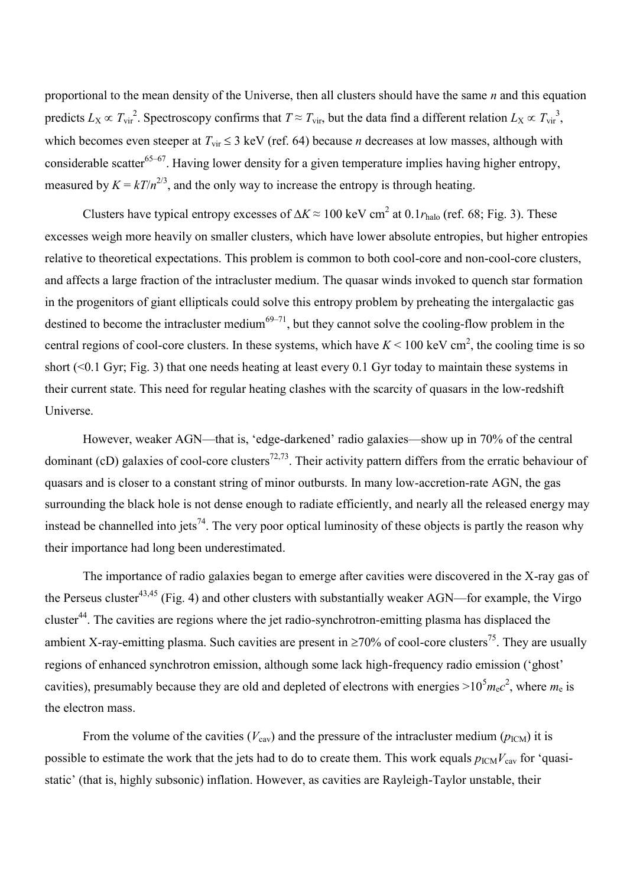proportional to the mean density of the Universe, then all clusters should have the same $n$ and this equation predicts $L_X \propto T_{vir}^2$. Spectroscopy confirms that $T \approx T_{vir}$, but the data find a different relation $L_X \propto T_{vir}^3$, which becomes even steeper at $T_{vir} \leq 3$ keV (ref. 64) because $n$ decreases at low masses, although with considerable scatter[65–67]. Having lower density for a given temperature implies having higher entropy, measured by $K = kT/n^{2/3}$, and the only way to increase the entropy is through heating.

Clusters have typical entropy excesses of $\Delta K \approx 100$ keV cm$^2$ at $0.1r_{halo}$ (ref. 68; Fig. 3). These excesses weigh more heavily on smaller clusters, which have lower absolute entropies, but higher entropies relative to theoretical expectations. This problem is common to both cool-core and non-cool-core clusters, and affects a large fraction of the intracluster medium. The quasar winds invoked to quench star formation in the progenitors of giant ellipticals could solve this entropy problem by preheating the intergalactic gas destined to become the intracluster medium[69–71], but they cannot solve the cooling-flow problem in the central regions of cool-core clusters. In these systems, which have $K < 100$ keV cm$^2$, the cooling time is so short (<0.1 Gyr; Fig. 3) that one needs heating at least every 0.1 Gyr today to maintain these systems in their current state. This need for regular heating clashes with the scarcity of quasars in the low-redshift Universe.

However, weaker AGN—that is, 'edge-darkened' radio galaxies—show up in 70% of the central dominant (cD) galaxies of cool-core clusters[72,73]. Their activity pattern differs from the erratic behaviour of quasars and is closer to a constant string of minor outbursts. In many low-accretion-rate AGN, the gas surrounding the black hole is not dense enough to radiate efficiently, and nearly all the released energy may instead be channelled into jets[74]. The very poor optical luminosity of these objects is partly the reason why their importance had long been underestimated.

The importance of radio galaxies began to emerge after cavities were discovered in the X-ray gas of the Perseus cluster[43,45] (Fig. 4) and other clusters with substantially weaker AGN—for example, the Virgo cluster[44]. The cavities are regions where the jet radio-synchrotron-emitting plasma has displaced the ambient X-ray-emitting plasma. Such cavities are present in ≥70% of cool-core clusters[75]. They are usually regions of enhanced synchrotron emission, although some lack high-frequency radio emission ('ghost' cavities), presumably because they are old and depleted of electrons with energies $>10^5 m_e c^2$, where $m_e$ is the electron mass.

From the volume of the cavities ($V_{cav}$) and the pressure of the intracluster medium ($p_{ICM}$) it is possible to estimate the work that the jets had to do to create them. This work equals $p_{ICM}V_{cav}$ for 'quasi-static' (that is, highly subsonic) inflation. However, as cavities are Rayleigh-Taylor unstable, their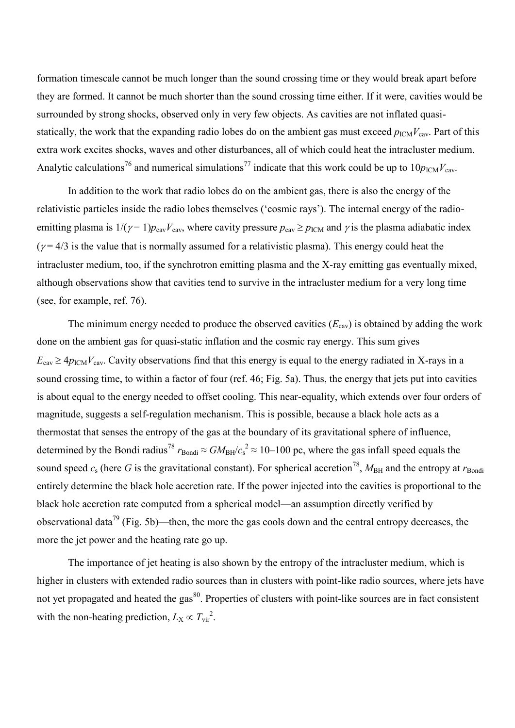formation timescale cannot be much longer than the sound crossing time or they would break apart before they are formed. It cannot be much shorter than the sound crossing time either. If it were, cavities would be surrounded by strong shocks, observed only in very few objects. As cavities are not inflated quasi-statically, the work that the expanding radio lobes do on the ambient gas must exceed $p_{\rm ICM}V_{\rm cav}$. Part of this extra work excites shocks, waves and other disturbances, all of which could heat the intracluster medium. Analytic calculations[76] and numerical simulations[77] indicate that this work could be up to $10p_{\rm ICM}V_{\rm cav}$.

In addition to the work that radio lobes do on the ambient gas, there is also the energy of the relativistic particles inside the radio lobes themselves ('cosmic rays'). The internal energy of the radio-emitting plasma is $1/(\gamma - 1)p_{\rm cav}V_{\rm cav}$, where cavity pressure $p_{\rm cav} \geq p_{\rm ICM}$ and $\gamma$ is the plasma adiabatic index ($\gamma = 4/3$ is the value that is normally assumed for a relativistic plasma). This energy could heat the intracluster medium, too, if the synchrotron emitting plasma and the X-ray emitting gas eventually mixed, although observations show that cavities tend to survive in the intracluster medium for a very long time (see, for example, ref. 76).

The minimum energy needed to produce the observed cavities ($E_{\rm cav}$) is obtained by adding the work done on the ambient gas for quasi-static inflation and the cosmic ray energy. This sum gives $E_{\rm cav} \geq 4p_{\rm ICM}V_{\rm cav}$. Cavity observations find that this energy is equal to the energy radiated in X-rays in a sound crossing time, to within a factor of four (ref. 46; Fig. 5a). Thus, the energy that jets put into cavities is about equal to the energy needed to offset cooling. This near-equality, which extends over four orders of magnitude, suggests a self-regulation mechanism. This is possible, because a black hole acts as a thermostat that senses the entropy of the gas at the boundary of its gravitational sphere of influence, determined by the Bondi radius[78] $r_{\rm Bondi} \approx GM_{\rm BH}/c_{\rm s}^2 \approx 10$–$100$ pc, where the gas infall speed equals the sound speed $c_{\rm s}$ (here $G$ is the gravitational constant). For spherical accretion[78], $M_{\rm BH}$ and the entropy at $r_{\rm Bondi}$ entirely determine the black hole accretion rate. If the power injected into the cavities is proportional to the black hole accretion rate computed from a spherical model—an assumption directly verified by observational data[79] (Fig. 5b)—then, the more the gas cools down and the central entropy decreases, the more the jet power and the heating rate go up.

The importance of jet heating is also shown by the entropy of the intracluster medium, which is higher in clusters with extended radio sources than in clusters with point-like radio sources, where jets have not yet propagated and heated the gas[80]. Properties of clusters with point-like sources are in fact consistent with the non-heating prediction, $L_{\rm X} \propto T_{\rm vir}^2$.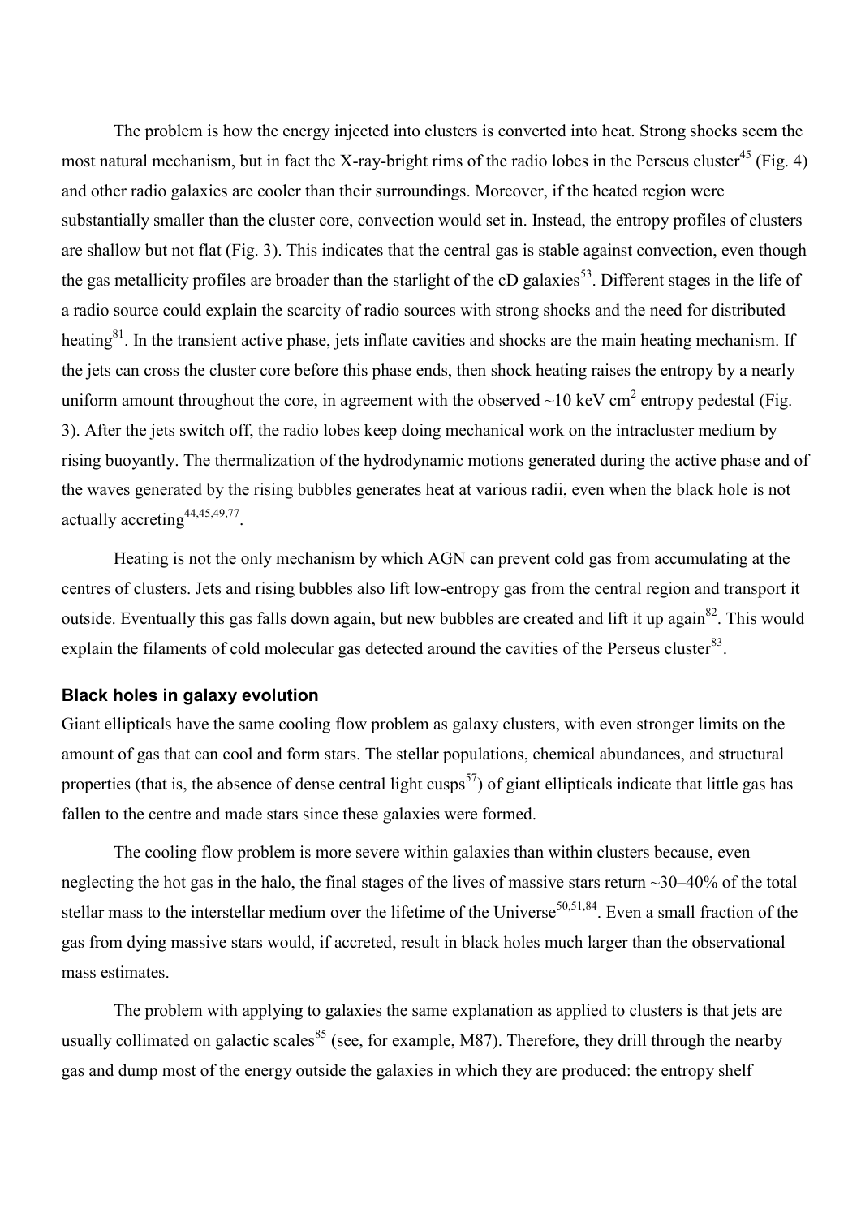The problem is how the energy injected into clusters is converted into heat. Strong shocks seem the most natural mechanism, but in fact the X-ray-bright rims of the radio lobes in the Perseus cluster[45] (Fig. 4) and other radio galaxies are cooler than their surroundings. Moreover, if the heated region were substantially smaller than the cluster core, convection would set in. Instead, the entropy profiles of clusters are shallow but not flat (Fig. 3). This indicates that the central gas is stable against convection, even though the gas metallicity profiles are broader than the starlight of the cD galaxies[53]. Different stages in the life of a radio source could explain the scarcity of radio sources with strong shocks and the need for distributed heating[81]. In the transient active phase, jets inflate cavities and shocks are the main heating mechanism. If the jets can cross the cluster core before this phase ends, then shock heating raises the entropy by a nearly uniform amount throughout the core, in agreement with the observed ~10 keV $cm^2$ entropy pedestal (Fig. 3). After the jets switch off, the radio lobes keep doing mechanical work on the intracluster medium by rising buoyantly. The thermalization of the hydrodynamic motions generated during the active phase and of the waves generated by the rising bubbles generates heat at various radii, even when the black hole is not actually accreting[44,45,49,77].

Heating is not the only mechanism by which AGN can prevent cold gas from accumulating at the centres of clusters. Jets and rising bubbles also lift low-entropy gas from the central region and transport it outside. Eventually this gas falls down again, but new bubbles are created and lift it up again[82]. This would explain the filaments of cold molecular gas detected around the cavities of the Perseus cluster[83].

## Black holes in galaxy evolution

Giant ellipticals have the same cooling flow problem as galaxy clusters, with even stronger limits on the amount of gas that can cool and form stars. The stellar populations, chemical abundances, and structural properties (that is, the absence of dense central light cusps[57]) of giant ellipticals indicate that little gas has fallen to the centre and made stars since these galaxies were formed.

The cooling flow problem is more severe within galaxies than within clusters because, even neglecting the hot gas in the halo, the final stages of the lives of massive stars return ~30–40% of the total stellar mass to the interstellar medium over the lifetime of the Universe[50,51,84]. Even a small fraction of the gas from dying massive stars would, if accreted, result in black holes much larger than the observational mass estimates.

The problem with applying to galaxies the same explanation as applied to clusters is that jets are usually collimated on galactic scales[85] (see, for example, M87). Therefore, they drill through the nearby gas and dump most of the energy outside the galaxies in which they are produced: the entropy shelf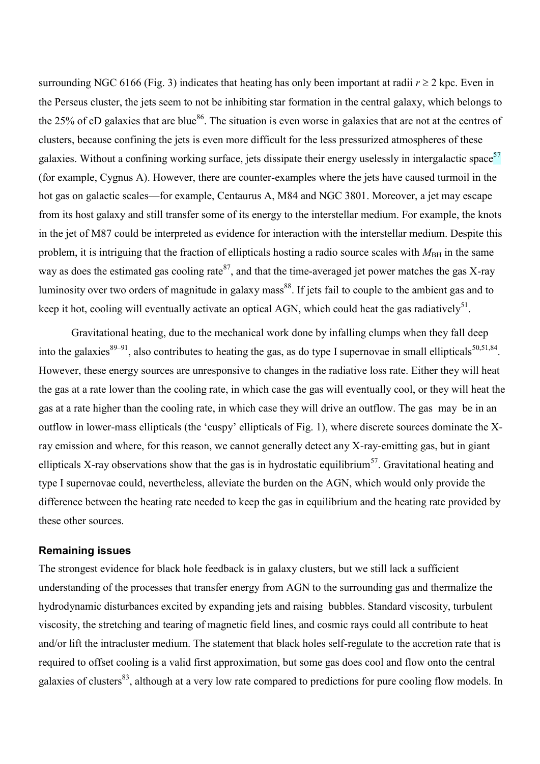surrounding NGC 6166 (Fig. 3) indicates that heating has only been important at radii $r \geq 2$ kpc. Even in the Perseus cluster, the jets seem to not be inhibiting star formation in the central galaxy, which belongs to the 25% of cD galaxies that are blue[86]. The situation is even worse in galaxies that are not at the centres of clusters, because confining the jets is even more difficult for the less pressurized atmospheres of these galaxies. Without a confining working surface, jets dissipate their energy uselessly in intergalactic space[57] (for example, Cygnus A). However, there are counter-examples where the jets have caused turmoil in the hot gas on galactic scales—for example, Centaurus A, M84 and NGC 3801. Moreover, a jet may escape from its host galaxy and still transfer some of its energy to the interstellar medium. For example, the knots in the jet of M87 could be interpreted as evidence for interaction with the interstellar medium. Despite this problem, it is intriguing that the fraction of ellipticals hosting a radio source scales with $M_{\rm BH}$ in the same way as does the estimated gas cooling rate[87], and that the time-averaged jet power matches the gas X-ray luminosity over two orders of magnitude in galaxy mass[88]. If jets fail to couple to the ambient gas and to keep it hot, cooling will eventually activate an optical AGN, which could heat the gas radiatively[51].

Gravitational heating, due to the mechanical work done by infalling clumps when they fall deep into the galaxies[89–91], also contributes to heating the gas, as do type I supernovae in small ellipticals[50,51,84]. However, these energy sources are unresponsive to changes in the radiative loss rate. Either they will heat the gas at a rate lower than the cooling rate, in which case the gas will eventually cool, or they will heat the gas at a rate higher than the cooling rate, in which case they will drive an outflow. The gas may be in an outflow in lower-mass ellipticals (the 'cuspy' ellipticals of Fig. 1), where discrete sources dominate the X-ray emission and where, for this reason, we cannot generally detect any X-ray-emitting gas, but in giant ellipticals X-ray observations show that the gas is in hydrostatic equilibrium[57]. Gravitational heating and type I supernovae could, nevertheless, alleviate the burden on the AGN, which would only provide the difference between the heating rate needed to keep the gas in equilibrium and the heating rate provided by these other sources.

## Remaining issues

The strongest evidence for black hole feedback is in galaxy clusters, but we still lack a sufficient understanding of the processes that transfer energy from AGN to the surrounding gas and thermalize the hydrodynamic disturbances excited by expanding jets and raising bubbles. Standard viscosity, turbulent viscosity, the stretching and tearing of magnetic field lines, and cosmic rays could all contribute to heat and/or lift the intracluster medium. The statement that black holes self-regulate to the accretion rate that is required to offset cooling is a valid first approximation, but some gas does cool and flow onto the central galaxies of clusters[83], although at a very low rate compared to predictions for pure cooling flow models. In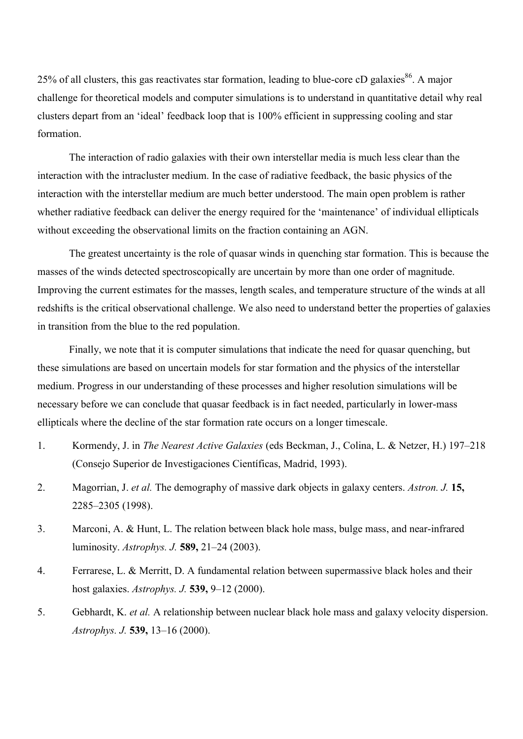25% of all clusters, this gas reactivates star formation, leading to blue-core cD galaxies[86]. A major challenge for theoretical models and computer simulations is to understand in quantitative detail why real clusters depart from an 'ideal' feedback loop that is 100% efficient in suppressing cooling and star formation.

The interaction of radio galaxies with their own interstellar media is much less clear than the interaction with the intracluster medium. In the case of radiative feedback, the basic physics of the interaction with the interstellar medium are much better understood. The main open problem is rather whether radiative feedback can deliver the energy required for the 'maintenance' of individual ellipticals without exceeding the observational limits on the fraction containing an AGN.

The greatest uncertainty is the role of quasar winds in quenching star formation. This is because the masses of the winds detected spectroscopically are uncertain by more than one order of magnitude. Improving the current estimates for the masses, length scales, and temperature structure of the winds at all redshifts is the critical observational challenge. We also need to understand better the properties of galaxies in transition from the blue to the red population.

Finally, we note that it is computer simulations that indicate the need for quasar quenching, but these simulations are based on uncertain models for star formation and the physics of the interstellar medium. Progress in our understanding of these processes and higher resolution simulations will be necessary before we can conclude that quasar feedback is in fact needed, particularly in lower-mass ellipticals where the decline of the star formation rate occurs on a longer timescale.

1. Kormendy, J. in *The Nearest Active Galaxies* (eds Beckman, J., Colina, L. & Netzer, H.) 197–218 (Consejo Superior de Investigaciones Científicas, Madrid, 1993).
2. Magorrian, J. *et al.* The demography of massive dark objects in galaxy centers. *Astron. J.* **15,** 2285–2305 (1998).
3. Marconi, A. & Hunt, L. The relation between black hole mass, bulge mass, and near-infrared luminosity. *Astrophys. J.* **589,** 21–24 (2003).
4. Ferrarese, L. & Merritt, D. A fundamental relation between supermassive black holes and their host galaxies. *Astrophys. J.* **539,** 9–12 (2000).
5. Gebhardt, K. *et al.* A relationship between nuclear black hole mass and galaxy velocity dispersion. *Astrophys. J.* **539,** 13–16 (2000).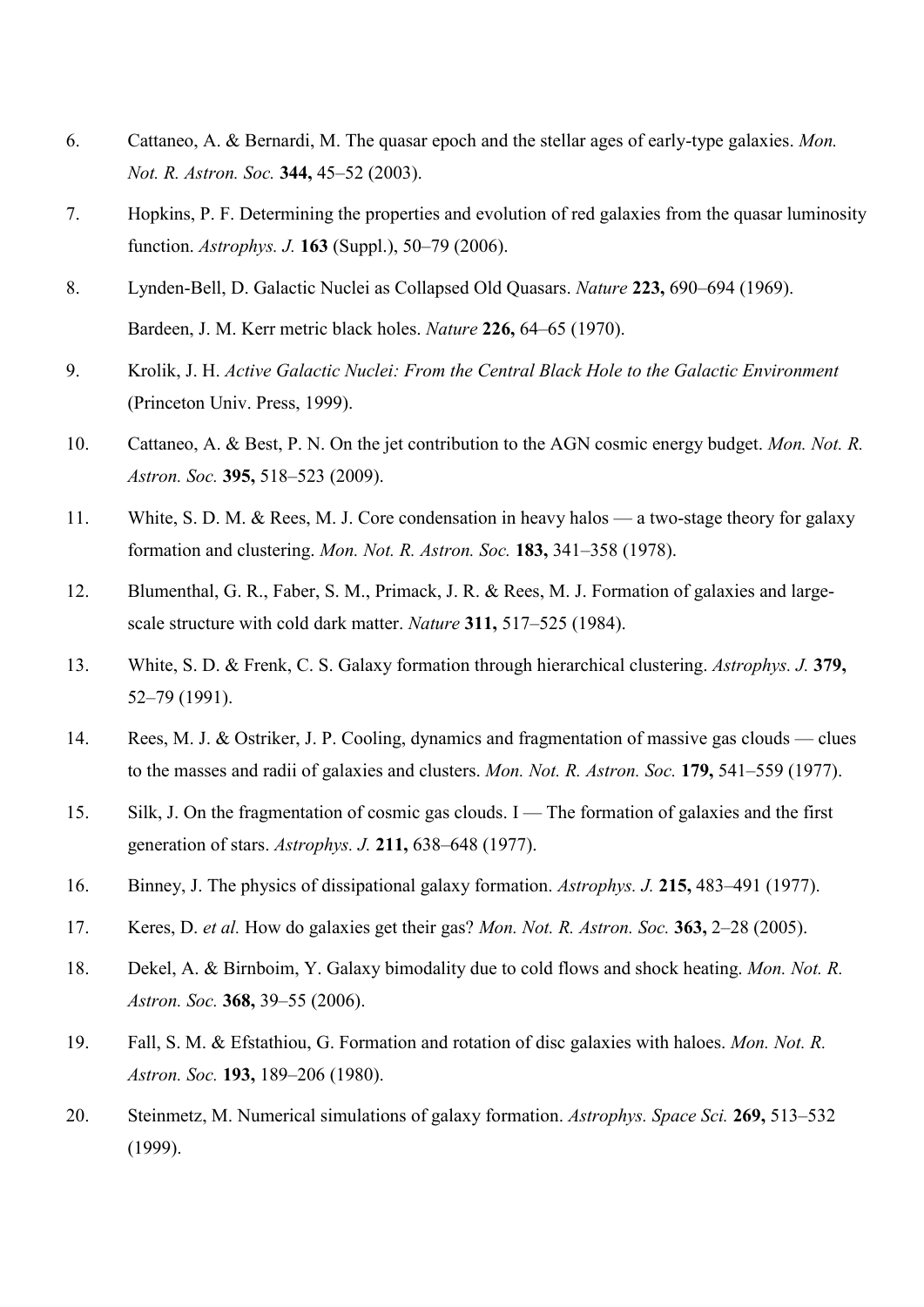6. Cattaneo, A. & Bernardi, M. The quasar epoch and the stellar ages of early-type galaxies. *Mon. Not. R. Astron. Soc.* **344,** 45–52 (2003).

7. Hopkins, P. F. Determining the properties and evolution of red galaxies from the quasar luminosity function. *Astrophys. J.* **163** (Suppl.), 50–79 (2006).

8. Lynden-Bell, D. Galactic Nuclei as Collapsed Old Quasars. *Nature* **223,** 690–694 (1969).
   Bardeen, J. M. Kerr metric black holes. *Nature* **226,** 64–65 (1970).

9. Krolik, J. H. *Active Galactic Nuclei: From the Central Black Hole to the Galactic Environment* (Princeton Univ. Press, 1999).

10. Cattaneo, A. & Best, P. N. On the jet contribution to the AGN cosmic energy budget. *Mon. Not. R. Astron. Soc.* **395,** 518–523 (2009).

11. White, S. D. M. & Rees, M. J. Core condensation in heavy halos — a two-stage theory for galaxy formation and clustering. *Mon. Not. R. Astron. Soc.* **183,** 341–358 (1978).

12. Blumenthal, G. R., Faber, S. M., Primack, J. R. & Rees, M. J. Formation of galaxies and large-scale structure with cold dark matter. *Nature* **311,** 517–525 (1984).

13. White, S. D. & Frenk, C. S. Galaxy formation through hierarchical clustering. *Astrophys. J.* **379,** 52–79 (1991).

14. Rees, M. J. & Ostriker, J. P. Cooling, dynamics and fragmentation of massive gas clouds — clues to the masses and radii of galaxies and clusters. *Mon. Not. R. Astron. Soc.* **179,** 541–559 (1977).

15. Silk, J. On the fragmentation of cosmic gas clouds. I — The formation of galaxies and the first generation of stars. *Astrophys. J.* **211,** 638–648 (1977).

16. Binney, J. The physics of dissipational galaxy formation. *Astrophys. J.* **215,** 483–491 (1977).

17. Keres, D. *et al.* How do galaxies get their gas? *Mon. Not. R. Astron. Soc.* **363,** 2–28 (2005).

18. Dekel, A. & Birnboim, Y. Galaxy bimodality due to cold flows and shock heating. *Mon. Not. R. Astron. Soc.* **368,** 39–55 (2006).

19. Fall, S. M. & Efstathiou, G. Formation and rotation of disc galaxies with haloes. *Mon. Not. R. Astron. Soc.* **193,** 189–206 (1980).

20. Steinmetz, M. Numerical simulations of galaxy formation. *Astrophys. Space Sci.* **269,** 513–532 (1999).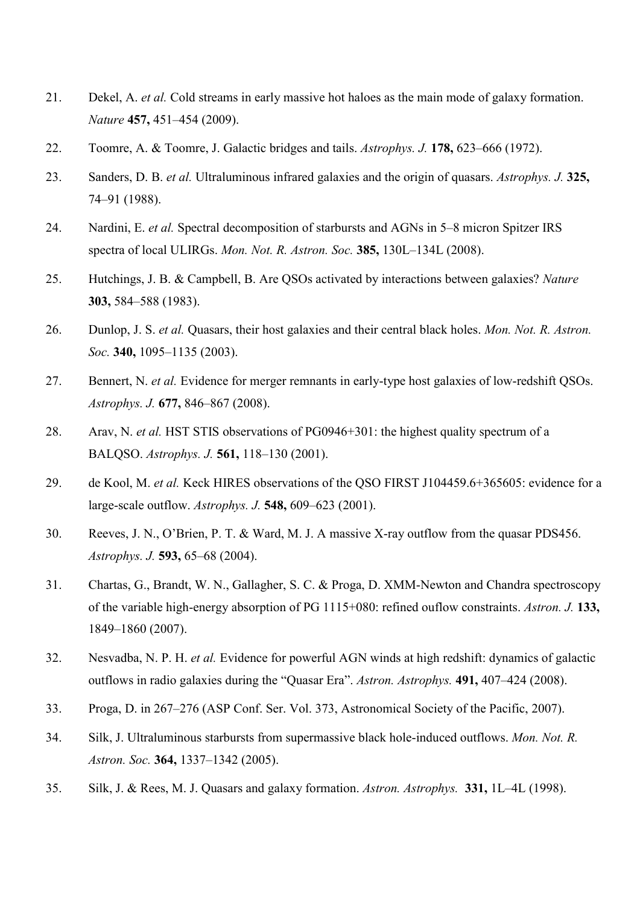21. Dekel, A. *et al.* Cold streams in early massive hot haloes as the main mode of galaxy formation. *Nature* **457,** 451–454 (2009).
22. Toomre, A. & Toomre, J. Galactic bridges and tails. *Astrophys. J.* **178,** 623–666 (1972).
23. Sanders, D. B. *et al.* Ultraluminous infrared galaxies and the origin of quasars. *Astrophys. J.* **325,** 74–91 (1988).
24. Nardini, E. *et al.* Spectral decomposition of starbursts and AGNs in 5–8 micron Spitzer IRS spectra of local ULIRGs. *Mon. Not. R. Astron. Soc.* **385,** 130L–134L (2008).
25. Hutchings, J. B. & Campbell, B. Are QSOs activated by interactions between galaxies? *Nature* **303,** 584–588 (1983).
26. Dunlop, J. S. *et al.* Quasars, their host galaxies and their central black holes. *Mon. Not. R. Astron. Soc.* **340,** 1095–1135 (2003).
27. Bennert, N. *et al.* Evidence for merger remnants in early-type host galaxies of low-redshift QSOs. *Astrophys. J.* **677,** 846–867 (2008).
28. Arav, N. *et al.* HST STIS observations of PG0946+301: the highest quality spectrum of a BALQSO. *Astrophys. J.* **561,** 118–130 (2001).
29. de Kool, M. *et al.* Keck HIRES observations of the QSO FIRST J104459.6+365605: evidence for a large-scale outflow. *Astrophys. J.* **548,** 609–623 (2001).
30. Reeves, J. N., O'Brien, P. T. & Ward, M. J. A massive X-ray outflow from the quasar PDS456. *Astrophys. J.* **593,** 65–68 (2004).
31. Chartas, G., Brandt, W. N., Gallagher, S. C. & Proga, D. XMM-Newton and Chandra spectroscopy of the variable high-energy absorption of PG 1115+080: refined ouflow constraints. *Astron. J.* **133,** 1849–1860 (2007).
32. Nesvadba, N. P. H. *et al.* Evidence for powerful AGN winds at high redshift: dynamics of galactic outflows in radio galaxies during the "Quasar Era". *Astron. Astrophys.* **491,** 407–424 (2008).
33. Proga, D. in 267–276 (ASP Conf. Ser. Vol. 373, Astronomical Society of the Pacific, 2007).
34. Silk, J. Ultraluminous starbursts from supermassive black hole-induced outflows. *Mon. Not. R. Astron. Soc.* **364,** 1337–1342 (2005).
35. Silk, J. & Rees, M. J. Quasars and galaxy formation. *Astron. Astrophys.* **331,** 1L–4L (1998).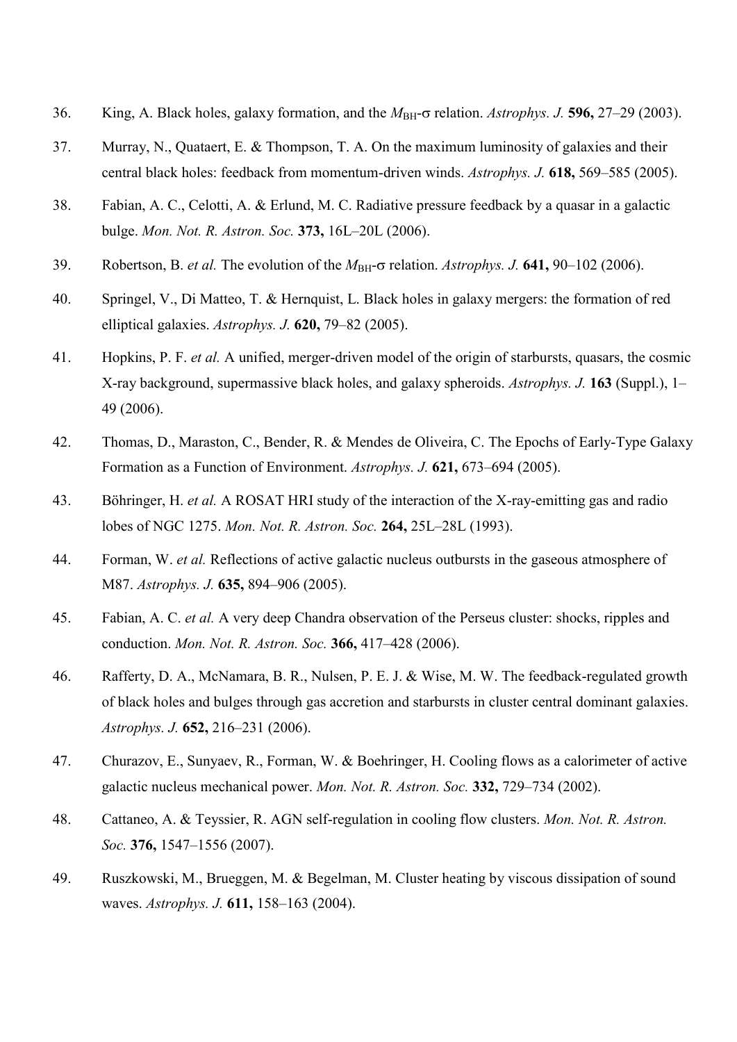36. King, A. Black holes, galaxy formation, and the $M_{\mathrm{BH}}$-$\sigma$ relation. *Astrophys. J.* **596,** 27–29 (2003).

37. Murray, N., Quataert, E. & Thompson, T. A. On the maximum luminosity of galaxies and their central black holes: feedback from momentum-driven winds. *Astrophys. J.* **618,** 569–585 (2005).

38. Fabian, A. C., Celotti, A. & Erlund, M. C. Radiative pressure feedback by a quasar in a galactic bulge. *Mon. Not. R. Astron. Soc.* **373,** 16L–20L (2006).

39. Robertson, B. *et al.* The evolution of the $M_{\mathrm{BH}}$-$\sigma$ relation. *Astrophys. J.* **641,** 90–102 (2006).

40. Springel, V., Di Matteo, T. & Hernquist, L. Black holes in galaxy mergers: the formation of red elliptical galaxies. *Astrophys. J.* **620,** 79–82 (2005).

41. Hopkins, P. F. *et al.* A unified, merger-driven model of the origin of starbursts, quasars, the cosmic X-ray background, supermassive black holes, and galaxy spheroids. *Astrophys. J.* **163** (Suppl.), 1–49 (2006).

42. Thomas, D., Maraston, C., Bender, R. & Mendes de Oliveira, C. The Epochs of Early-Type Galaxy Formation as a Function of Environment. *Astrophys. J.* **621,** 673–694 (2005).

43. Böhringer, H. *et al.* A ROSAT HRI study of the interaction of the X-ray-emitting gas and radio lobes of NGC 1275. *Mon. Not. R. Astron. Soc.* **264,** 25L–28L (1993).

44. Forman, W. *et al.* Reflections of active galactic nucleus outbursts in the gaseous atmosphere of M87. *Astrophys. J.* **635,** 894–906 (2005).

45. Fabian, A. C. *et al.* A very deep Chandra observation of the Perseus cluster: shocks, ripples and conduction. *Mon. Not. R. Astron. Soc.* **366,** 417–428 (2006).

46. Rafferty, D. A., McNamara, B. R., Nulsen, P. E. J. & Wise, M. W. The feedback-regulated growth of black holes and bulges through gas accretion and starbursts in cluster central dominant galaxies. *Astrophys. J.* **652,** 216–231 (2006).

47. Churazov, E., Sunyaev, R., Forman, W. & Boehringer, H. Cooling flows as a calorimeter of active galactic nucleus mechanical power. *Mon. Not. R. Astron. Soc.* **332,** 729–734 (2002).

48. Cattaneo, A. & Teyssier, R. AGN self-regulation in cooling flow clusters. *Mon. Not. R. Astron. Soc.* **376,** 1547–1556 (2007).

49. Ruszkowski, M., Brueggen, M. & Begelman, M. Cluster heating by viscous dissipation of sound waves. *Astrophys. J.* **611,** 158–163 (2004).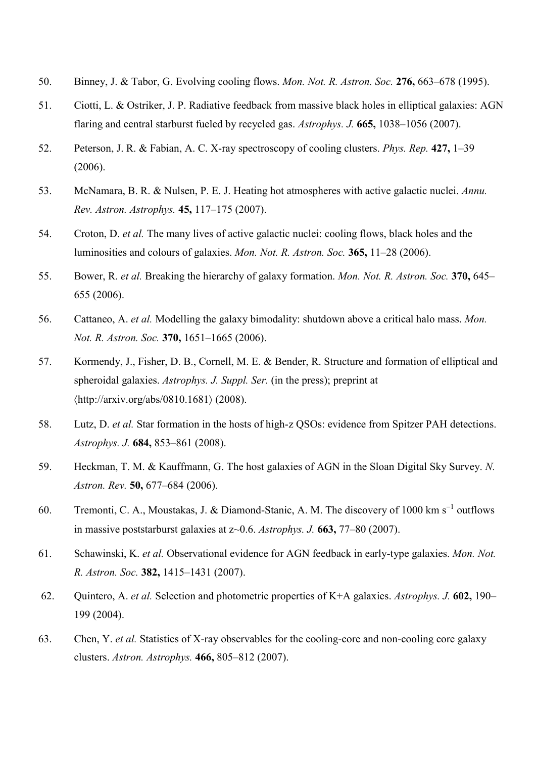50. Binney, J. & Tabor, G. Evolving cooling flows. *Mon. Not. R. Astron. Soc.* **276,** 663–678 (1995).

51. Ciotti, L. & Ostriker, J. P. Radiative feedback from massive black holes in elliptical galaxies: AGN flaring and central starburst fueled by recycled gas. *Astrophys. J.* **665,** 1038–1056 (2007).

52. Peterson, J. R. & Fabian, A. C. X-ray spectroscopy of cooling clusters. *Phys. Rep.* **427,** 1–39 (2006).

53. McNamara, B. R. & Nulsen, P. E. J. Heating hot atmospheres with active galactic nuclei. *Annu. Rev. Astron. Astrophys.* **45,** 117–175 (2007).

54. Croton, D. *et al.* The many lives of active galactic nuclei: cooling flows, black holes and the luminosities and colours of galaxies. *Mon. Not. R. Astron. Soc.* **365,** 11–28 (2006).

55. Bower, R. *et al.* Breaking the hierarchy of galaxy formation. *Mon. Not. R. Astron. Soc.* **370,** 645–655 (2006).

56. Cattaneo, A. *et al.* Modelling the galaxy bimodality: shutdown above a critical halo mass. *Mon. Not. R. Astron. Soc.* **370,** 1651–1665 (2006).

57. Kormendy, J., Fisher, D. B., Cornell, M. E. & Bender, R. Structure and formation of elliptical and spheroidal galaxies. *Astrophys. J. Suppl. Ser.* (in the press); preprint at ⟨http://arxiv.org/abs/0810.1681⟩ (2008).

58. Lutz, D. *et al.* Star formation in the hosts of high-z QSOs: evidence from Spitzer PAH detections. *Astrophys. J.* **684,** 853–861 (2008).

59. Heckman, T. M. & Kauffmann, G. The host galaxies of AGN in the Sloan Digital Sky Survey. *N. Astron. Rev.* **50,** 677–684 (2006).

60. Tremonti, C. A., Moustakas, J. & Diamond-Stanic, A. M. The discovery of 1000 km $s^{-1}$ outflows in massive poststarburst galaxies at z~0.6. *Astrophys. J.* **663,** 77–80 (2007).

61. Schawinski, K. *et al.* Observational evidence for AGN feedback in early-type galaxies. *Mon. Not. R. Astron. Soc.* **382,** 1415–1431 (2007).

62. Quintero, A. *et al.* Selection and photometric properties of K+A galaxies. *Astrophys. J.* **602,** 190–199 (2004).

63. Chen, Y. *et al.* Statistics of X-ray observables for the cooling-core and non-cooling core galaxy clusters. *Astron. Astrophys.* **466,** 805–812 (2007).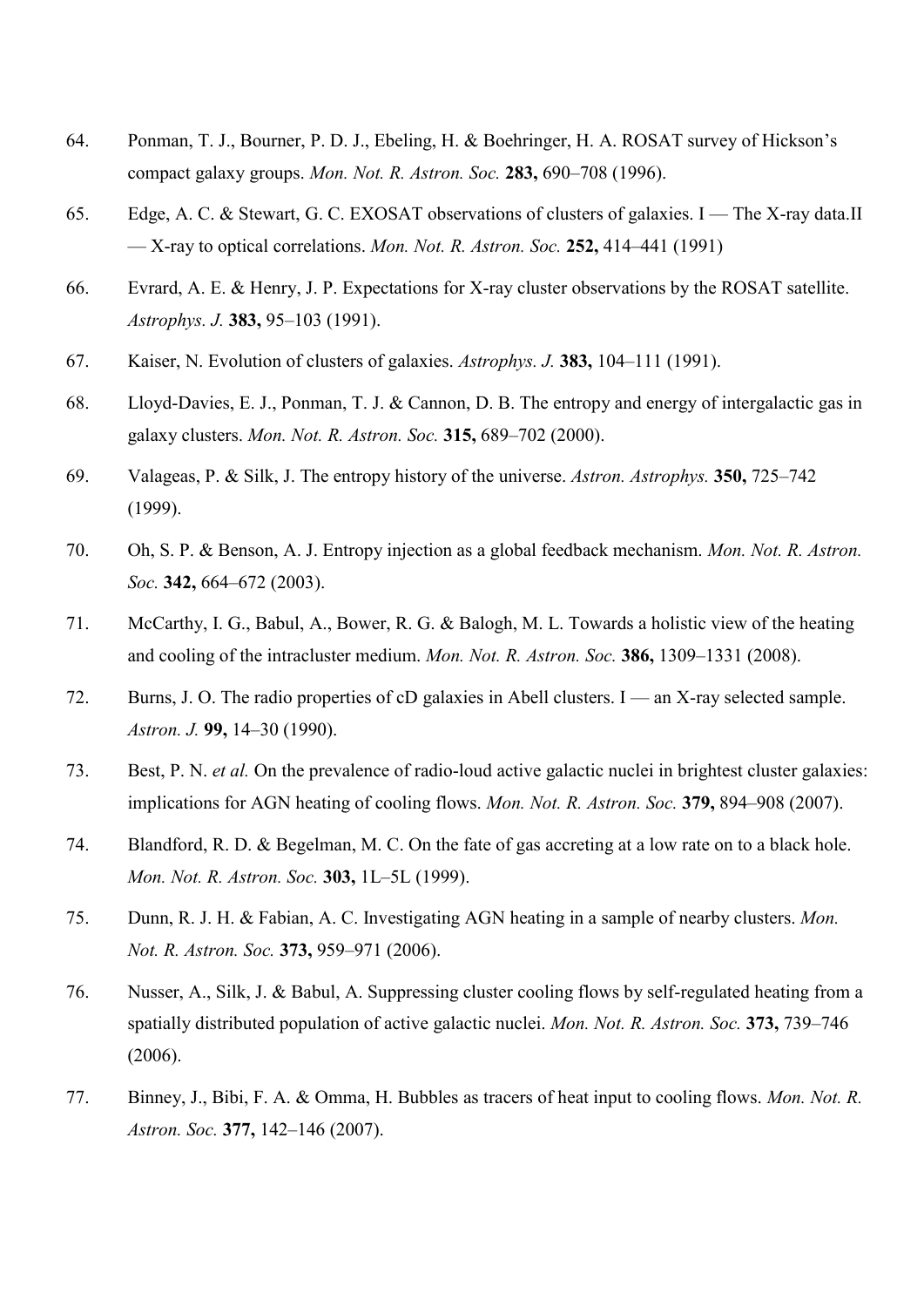64. Ponman, T. J., Bourner, P. D. J., Ebeling, H. & Boehringer, H. A. ROSAT survey of Hickson's compact galaxy groups. *Mon. Not. R. Astron. Soc.* **283,** 690–708 (1996).

65. Edge, A. C. & Stewart, G. C. EXOSAT observations of clusters of galaxies. I — The X-ray data.II — X-ray to optical correlations. *Mon. Not. R. Astron. Soc.* **252,** 414–441 (1991)

66. Evrard, A. E. & Henry, J. P. Expectations for X-ray cluster observations by the ROSAT satellite. *Astrophys. J.* **383,** 95–103 (1991).

67. Kaiser, N. Evolution of clusters of galaxies. *Astrophys. J.* **383,** 104–111 (1991).

68. Lloyd-Davies, E. J., Ponman, T. J. & Cannon, D. B. The entropy and energy of intergalactic gas in galaxy clusters. *Mon. Not. R. Astron. Soc.* **315,** 689–702 (2000).

69. Valageas, P. & Silk, J. The entropy history of the universe. *Astron. Astrophys.* **350,** 725–742 (1999).

70. Oh, S. P. & Benson, A. J. Entropy injection as a global feedback mechanism. *Mon. Not. R. Astron. Soc.* **342,** 664–672 (2003).

71. McCarthy, I. G., Babul, A., Bower, R. G. & Balogh, M. L. Towards a holistic view of the heating and cooling of the intracluster medium. *Mon. Not. R. Astron. Soc.* **386,** 1309–1331 (2008).

72. Burns, J. O. The radio properties of cD galaxies in Abell clusters. I — an X-ray selected sample. *Astron. J.* **99,** 14–30 (1990).

73. Best, P. N. *et al.* On the prevalence of radio-loud active galactic nuclei in brightest cluster galaxies: implications for AGN heating of cooling flows. *Mon. Not. R. Astron. Soc.* **379,** 894–908 (2007).

74. Blandford, R. D. & Begelman, M. C. On the fate of gas accreting at a low rate on to a black hole. *Mon. Not. R. Astron. Soc.* **303,** 1L–5L (1999).

75. Dunn, R. J. H. & Fabian, A. C. Investigating AGN heating in a sample of nearby clusters. *Mon. Not. R. Astron. Soc.* **373,** 959–971 (2006).

76. Nusser, A., Silk, J. & Babul, A. Suppressing cluster cooling flows by self-regulated heating from a spatially distributed population of active galactic nuclei. *Mon. Not. R. Astron. Soc.* **373,** 739–746 (2006).

77. Binney, J., Bibi, F. A. & Omma, H. Bubbles as tracers of heat input to cooling flows. *Mon. Not. R. Astron. Soc.* **377,** 142–146 (2007).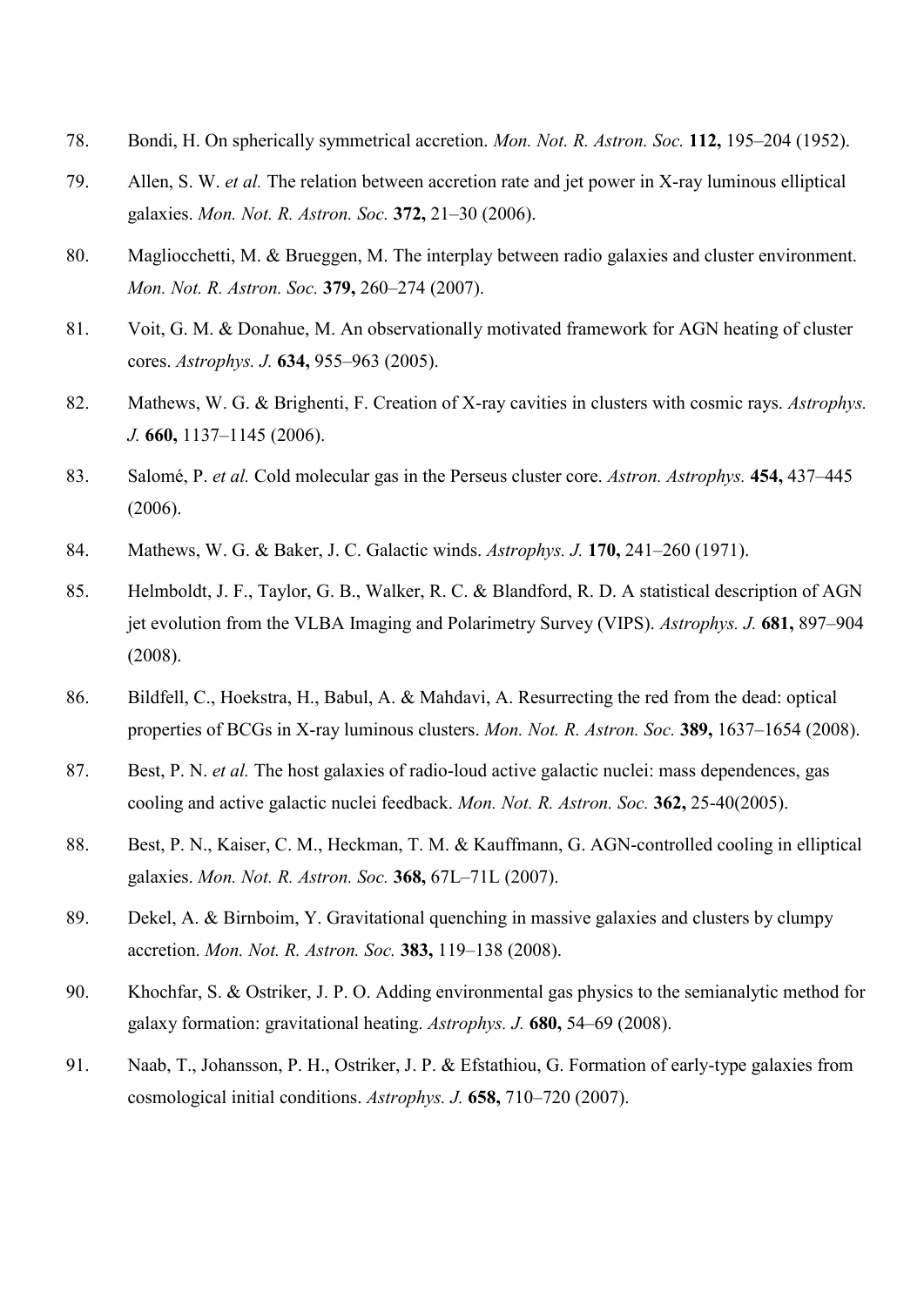78. Bondi, H. On spherically symmetrical accretion. *Mon. Not. R. Astron. Soc.* **112,** 195–204 (1952).
79. Allen, S. W. *et al.* The relation between accretion rate and jet power in X-ray luminous elliptical galaxies. *Mon. Not. R. Astron. Soc.* **372,** 21–30 (2006).
80. Magliocchetti, M. & Brueggen, M. The interplay between radio galaxies and cluster environment. *Mon. Not. R. Astron. Soc.* **379,** 260–274 (2007).
81. Voit, G. M. & Donahue, M. An observationally motivated framework for AGN heating of cluster cores. *Astrophys. J.* **634,** 955–963 (2005).
82. Mathews, W. G. & Brighenti, F. Creation of X-ray cavities in clusters with cosmic rays. *Astrophys. J.* **660,** 1137–1145 (2006).
83. Salomé, P. *et al.* Cold molecular gas in the Perseus cluster core. *Astron. Astrophys.* **454,** 437–445 (2006).
84. Mathews, W. G. & Baker, J. C. Galactic winds. *Astrophys. J.* **170,** 241–260 (1971).
85. Helmboldt, J. F., Taylor, G. B., Walker, R. C. & Blandford, R. D. A statistical description of AGN jet evolution from the VLBA Imaging and Polarimetry Survey (VIPS). *Astrophys. J.* **681,** 897–904 (2008).
86. Bildfell, C., Hoekstra, H., Babul, A. & Mahdavi, A. Resurrecting the red from the dead: optical properties of BCGs in X-ray luminous clusters. *Mon. Not. R. Astron. Soc.* **389,** 1637–1654 (2008).
87. Best, P. N. *et al.* The host galaxies of radio-loud active galactic nuclei: mass dependences, gas cooling and active galactic nuclei feedback. *Mon. Not. R. Astron. Soc.* **362,** 25-40(2005).
88. Best, P. N., Kaiser, C. M., Heckman, T. M. & Kauffmann, G. AGN-controlled cooling in elliptical galaxies. *Mon. Not. R. Astron. Soc.* **368,** 67L–71L (2007).
89. Dekel, A. & Birnboim, Y. Gravitational quenching in massive galaxies and clusters by clumpy accretion. *Mon. Not. R. Astron. Soc.* **383,** 119–138 (2008).
90. Khochfar, S. & Ostriker, J. P. O. Adding environmental gas physics to the semianalytic method for galaxy formation: gravitational heating. *Astrophys. J.* **680,** 54–69 (2008).
91. Naab, T., Johansson, P. H., Ostriker, J. P. & Efstathiou, G. Formation of early-type galaxies from cosmological initial conditions. *Astrophys. J.* **658,** 710–720 (2007).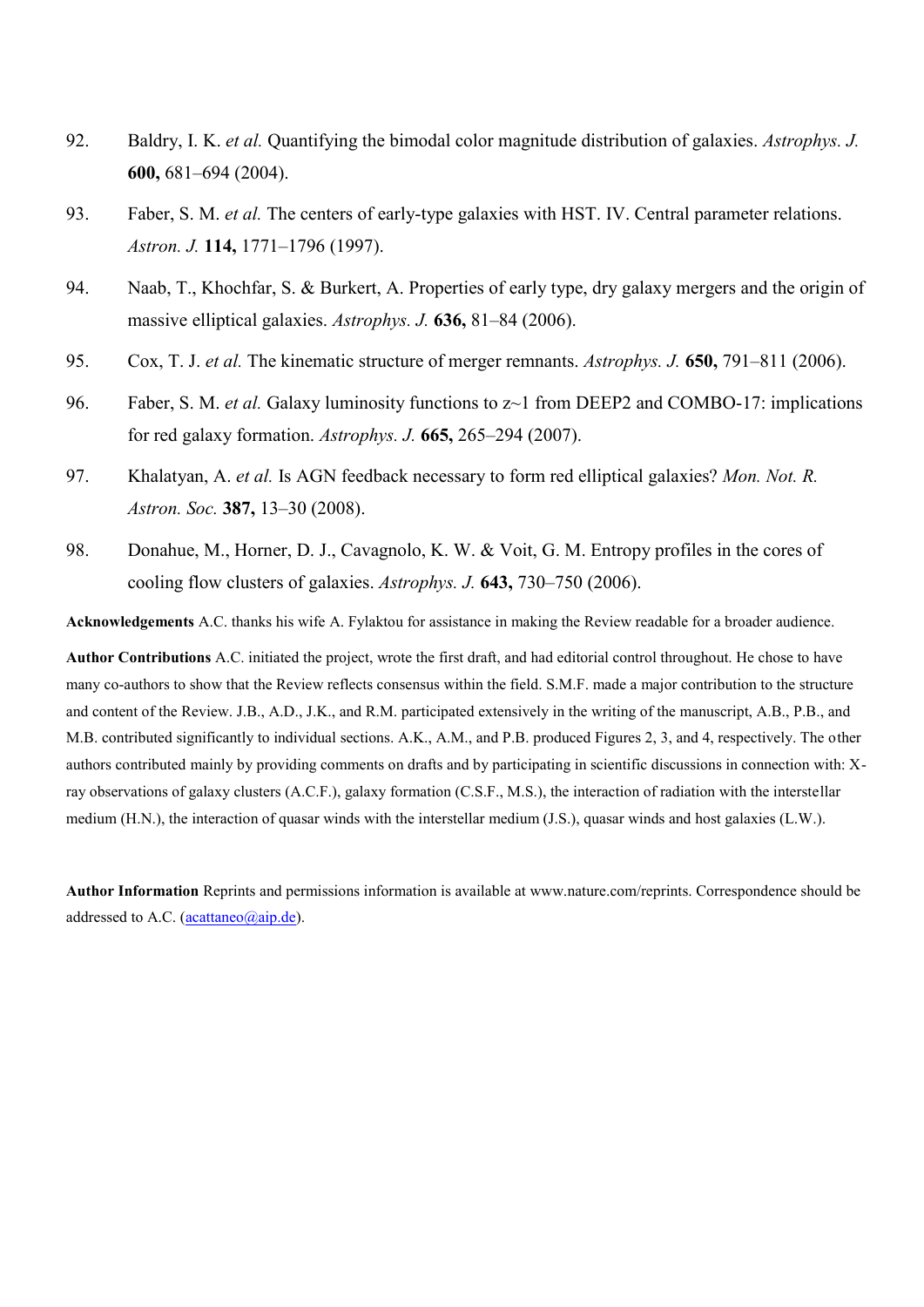92. Baldry, I. K. *et al.* Quantifying the bimodal color magnitude distribution of galaxies. *Astrophys. J.* **600,** 681–694 (2004).

93. Faber, S. M. *et al.* The centers of early-type galaxies with HST. IV. Central parameter relations. *Astron. J.* **114,** 1771–1796 (1997).

94. Naab, T., Khochfar, S. & Burkert, A. Properties of early type, dry galaxy mergers and the origin of massive elliptical galaxies. *Astrophys. J.* **636,** 81–84 (2006).

95. Cox, T. J. *et al.* The kinematic structure of merger remnants. *Astrophys. J.* **650,** 791–811 (2006).

96. Faber, S. M. *et al.* Galaxy luminosity functions to z~1 from DEEP2 and COMBO-17: implications for red galaxy formation. *Astrophys. J.* **665,** 265–294 (2007).

97. Khalatyan, A. *et al.* Is AGN feedback necessary to form red elliptical galaxies? *Mon. Not. R. Astron. Soc.* **387,** 13–30 (2008).

98. Donahue, M., Horner, D. J., Cavagnolo, K. W. & Voit, G. M. Entropy profiles in the cores of cooling flow clusters of galaxies. *Astrophys. J.* **643,** 730–750 (2006).

**Acknowledgements** A.C. thanks his wife A. Fylaktou for assistance in making the Review readable for a broader audience.

**Author Contributions** A.C. initiated the project, wrote the first draft, and had editorial control throughout. He chose to have many co-authors to show that the Review reflects consensus within the field. S.M.F. made a major contribution to the structure and content of the Review. J.B., A.D., J.K., and R.M. participated extensively in the writing of the manuscript, A.B., P.B., and M.B. contributed significantly to individual sections. A.K., A.M., and P.B. produced Figures 2, 3, and 4, respectively. The other authors contributed mainly by providing comments on drafts and by participating in scientific discussions in connection with: X-ray observations of galaxy clusters (A.C.F.), galaxy formation (C.S.F., M.S.), the interaction of radiation with the interstellar medium (H.N.), the interaction of quasar winds with the interstellar medium (J.S.), quasar winds and host galaxies (L.W.).

**Author Information** Reprints and permissions information is available at www.nature.com/reprints. Correspondence should be addressed to A.C. (acattaneo@aip.de).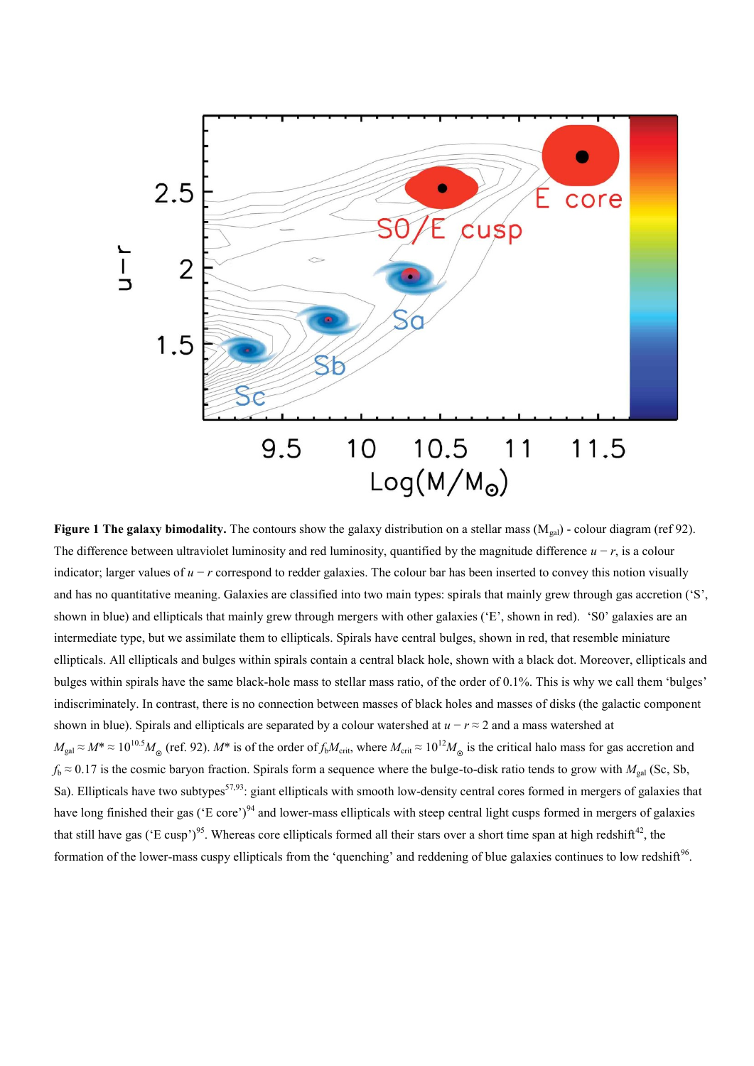**Figure 1 The galaxy bimodality.** The contours show the galaxy distribution on a stellar mass ($M_{gal}$) - colour diagram (ref 92). The difference between ultraviolet luminosity and red luminosity, quantified by the magnitude difference $u - r$, is a colour indicator; larger values of $u - r$ correspond to redder galaxies. The colour bar has been inserted to convey this notion visually and has no quantitative meaning. Galaxies are classified into two main types: spirals that mainly grew through gas accretion ('S', shown in blue) and ellipticals that mainly grew through mergers with other galaxies ('E', shown in red). 'S0' galaxies are an intermediate type, but we assimilate them to ellipticals. Spirals have central bulges, shown in red, that resemble miniature ellipticals. All ellipticals and bulges within spirals contain a central black hole, shown with a black dot. Moreover, ellipticals and bulges within spirals have the same black-hole mass to stellar mass ratio, of the order of 0.1%. This is why we call them 'bulges' indiscriminately. In contrast, there is no connection between masses of black holes and masses of disks (the galactic component shown in blue). Spirals and ellipticals are separated by a colour watershed at $u - r \approx 2$ and a mass watershed at $M_{gal} \approx M^* \approx 10^{10.5} M_{\odot}$ (ref. 92). $M^*$ is of the order of $f_b M_{crit}$, where $M_{crit} \approx 10^{12} M_{\odot}$ is the critical halo mass for gas accretion and $f_b \approx 0.17$ is the cosmic baryon fraction. Spirals form a sequence where the bulge-to-disk ratio tends to grow with $M_{gal}$ (Sc, Sb, Sa). Ellipticals have two subtypes[57,93]: giant ellipticals with smooth low-density central cores formed in mergers of galaxies that have long finished their gas ('E core')[94] and lower-mass ellipticals with steep central light cusps formed in mergers of galaxies that still have gas ('E cusp')[95]. Whereas core ellipticals formed all their stars over a short time span at high redshift[42], the formation of the lower-mass cuspy ellipticals from the 'quenching' and reddening of blue galaxies continues to low redshift[96].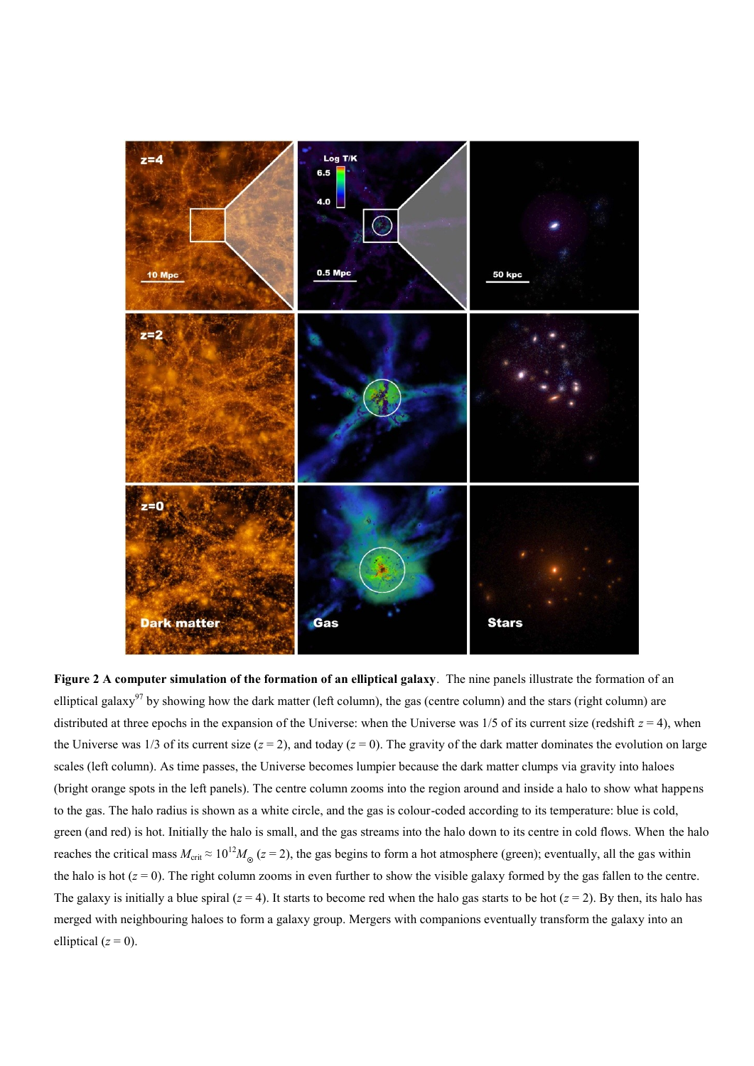**Figure 2 A computer simulation of the formation of an elliptical galaxy**. The nine panels illustrate the formation of an elliptical galaxy[97] by showing how the dark matter (left column), the gas (centre column) and the stars (right column) are distributed at three epochs in the expansion of the Universe: when the Universe was 1/5 of its current size (redshift $z = 4$), when the Universe was 1/3 of its current size ($z = 2$), and today ($z = 0$). The gravity of the dark matter dominates the evolution on large scales (left column). As time passes, the Universe becomes lumpier because the dark matter clumps via gravity into haloes (bright orange spots in the left panels). The centre column zooms into the region around and inside a halo to show what happens to the gas. The halo radius is shown as a white circle, and the gas is colour-coded according to its temperature: blue is cold, green (and red) is hot. Initially the halo is small, and the gas streams into the halo down to its centre in cold flows. When the halo reaches the critical mass $M_{\rm crit} \approx 10^{12} M_{\odot}$ ($z = 2$), the gas begins to form a hot atmosphere (green); eventually, all the gas within the halo is hot ($z = 0$). The right column zooms in even further to show the visible galaxy formed by the gas fallen to the centre. The galaxy is initially a blue spiral ($z = 4$). It starts to become red when the halo gas starts to be hot ($z = 2$). By then, its halo has merged with neighbouring haloes to form a galaxy group. Mergers with companions eventually transform the galaxy into an elliptical ($z = 0$).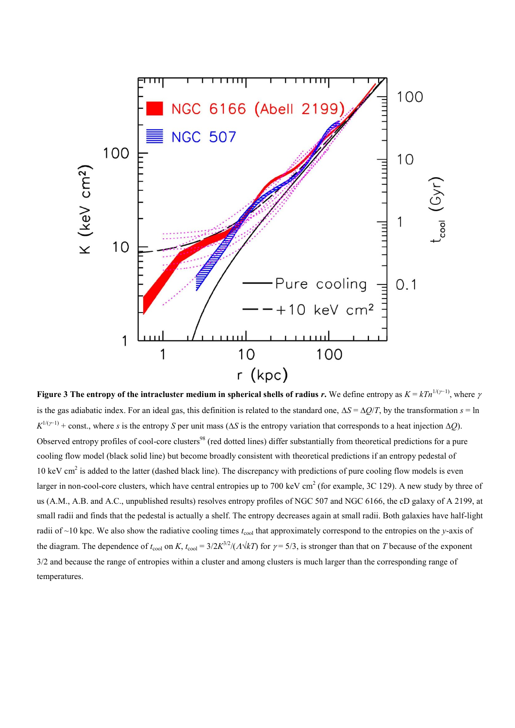**Figure 3 The entropy of the intracluster medium in spherical shells of radius *r*.** We define entropy as $K = kTn^{1/(\gamma-1)}$, where $\gamma$ is the gas adiabatic index. For an ideal gas, this definition is related to the standard one, $\Delta S = \Delta Q/T$, by the transformation $s = \ln K^{1/(\gamma-1)}$ + const., where $s$ is the entropy $S$ per unit mass ($\Delta S$ is the entropy variation that corresponds to a heat injection $\Delta Q$). Observed entropy profiles of cool-core clusters[98] (red dotted lines) differ substantially from theoretical predictions for a pure cooling flow model (black solid line) but become broadly consistent with theoretical predictions if an entropy pedestal of 10 keV cm$^2$ is added to the latter (dashed black line). The discrepancy with predictions of pure cooling flow models is even larger in non-cool-core clusters, which have central entropies up to 700 keV cm$^2$ (for example, 3C 129). A new study by three of us (A.M., A.B. and A.C., unpublished results) resolves entropy profiles of NGC 507 and NGC 6166, the cD galaxy of A 2199, at small radii and finds that the pedestal is actually a shelf. The entropy decreases again at small radii. Both galaxies have half-light radii of ~10 kpc. We also show the radiative cooling times $t_{\rm cool}$ that approximately correspond to the entropies on the $y$-axis of the diagram. The dependence of $t_{\rm cool}$ on $K$, $t_{\rm cool} = 3/2K^{3/2}/(\Lambda\sqrt{kT})$ for $\gamma = 5/3$, is stronger than that on $T$ because of the exponent 3/2 and because the range of entropies within a cluster and among clusters is much larger than the corresponding range of temperatures.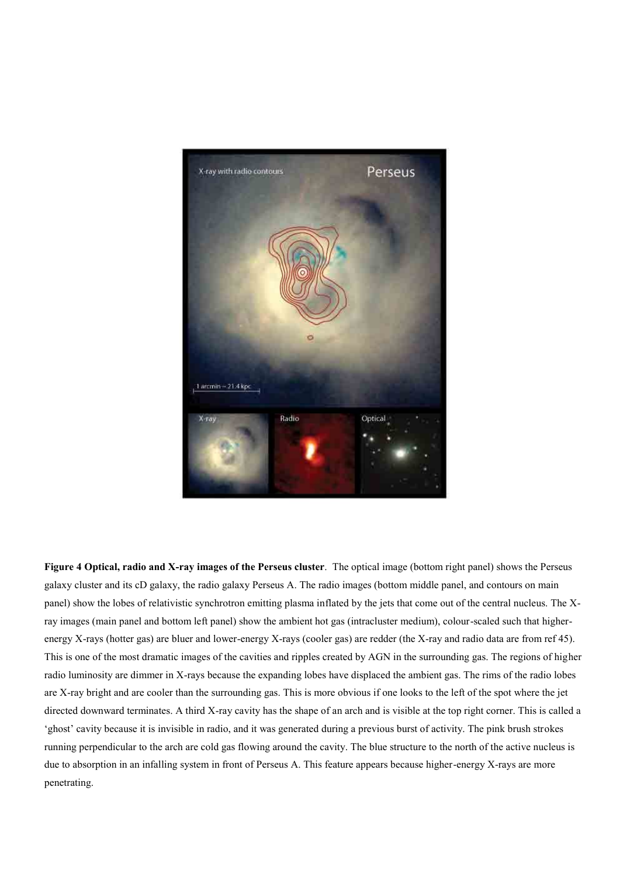**Figure 4 Optical, radio and X-ray images of the Perseus cluster**. The optical image (bottom right panel) shows the Perseus galaxy cluster and its cD galaxy, the radio galaxy Perseus A. The radio images (bottom middle panel, and contours on main panel) show the lobes of relativistic synchrotron emitting plasma inflated by the jets that come out of the central nucleus. The X-ray images (main panel and bottom left panel) show the ambient hot gas (intracluster medium), colour-scaled such that higher-energy X-rays (hotter gas) are bluer and lower-energy X-rays (cooler gas) are redder (the X-ray and radio data are from ref 45). This is one of the most dramatic images of the cavities and ripples created by AGN in the surrounding gas. The regions of higher radio luminosity are dimmer in X-rays because the expanding lobes have displaced the ambient gas. The rims of the radio lobes are X-ray bright and are cooler than the surrounding gas. This is more obvious if one looks to the left of the spot where the jet directed downward terminates. A third X-ray cavity has the shape of an arch and is visible at the top right corner. This is called a 'ghost' cavity because it is invisible in radio, and it was generated during a previous burst of activity. The pink brush strokes running perpendicular to the arch are cold gas flowing around the cavity. The blue structure to the north of the active nucleus is due to absorption in an infalling system in front of Perseus A. This feature appears because higher-energy X-rays are more penetrating.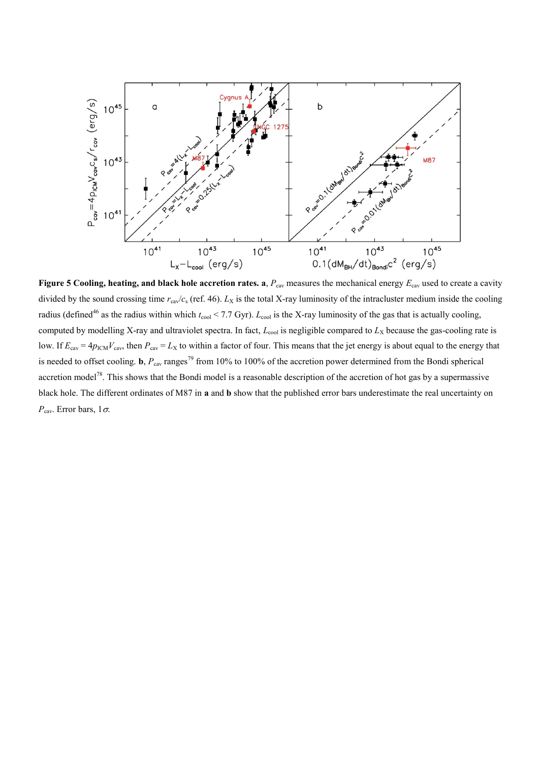a

b

$P_{cav} = 4p_{ICM}V_{cav}c_s/r_{cav}$ (erg/s)

$10^{45}$

$10^{43}$

$10^{41}$

Cygnus A

NGC 1275

M87

$P_{cav}=4(L_X-L_{cool})$

$P_{cav}=L_X-L_{cool}$

$P_{cav}=0.25(L_X-L_{cool})$

$10^{41}$ $10^{43}$ $10^{45}$

$L_X-L_{cool}$ (erg/s)

$P_{cav}=0.1(dM_{BH}/dt)_{Bondi}c^2$

$P_{cav}=0.01(dM_{BH}/dt)_{Bondi}c^2$

M87

$10^{41}$ $10^{43}$ $10^{45}$

$0.1(dM_{BH}/dt)_{Bondi}c^2$ (erg/s)

**Figure 5 Cooling, heating, and black hole accretion rates. a**, $P_{cav}$ measures the mechanical energy $E_{cav}$ used to create a cavity divided by the sound crossing time $r_{cav}/c_s$ (ref. 46). $L_X$ is the total X-ray luminosity of the intracluster medium inside the cooling radius (defined[46] as the radius within which $t_{cool} < 7.7$ Gyr). $L_{cool}$ is the X-ray luminosity of the gas that is actually cooling, computed by modelling X-ray and ultraviolet spectra. In fact, $L_{cool}$ is negligible compared to $L_X$ because the gas-cooling rate is low. If $E_{cav} = 4p_{ICM}V_{cav}$, then $P_{cav} = L_X$ to within a factor of four. This means that the jet energy is about equal to the energy that is needed to offset cooling. **b**, $P_{cav}$ ranges[79] from 10% to 100% of the accretion power determined from the Bondi spherical accretion model[78]. This shows that the Bondi model is a reasonable description of the accretion of hot gas by a supermassive black hole. The different ordinates of M87 in **a** and **b** show that the published error bars underestimate the real uncertainty on $P_{cav}$. Error bars, $1\sigma$.